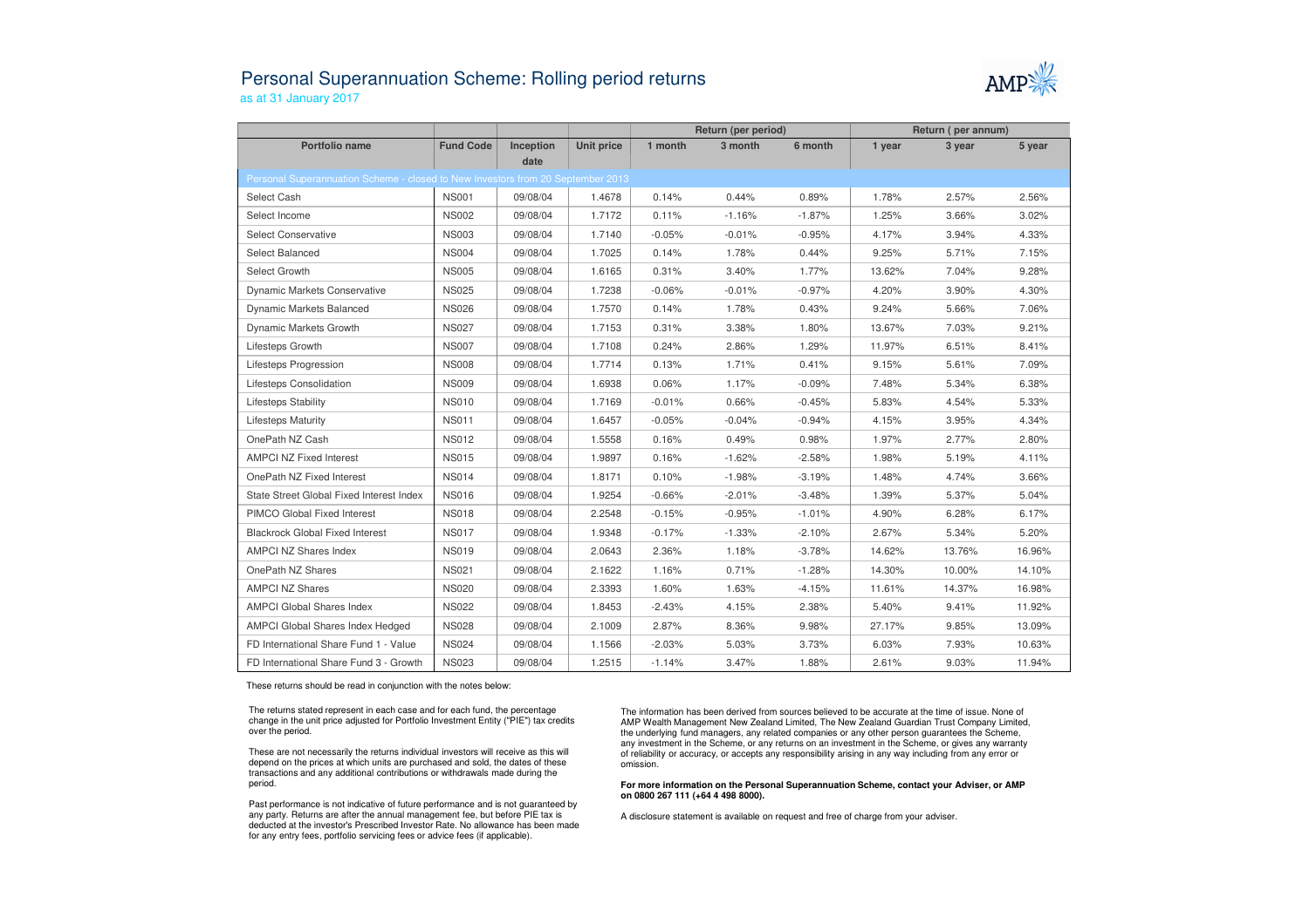# Personal Superannuation Scheme: Rolling period returns

as at 31 January 2017

| | | | | Return (per period) | | | Return ( per annum) | | |
|---|---|---|---|---|---|---|---|---|---|
| Portfolio name | Fund Code | Inception date | Unit price | 1 month | 3 month | 6 month | 1 year | 3 year | 5 year |
| Personal Superannuation Scheme - closed to New Investors from 20 September 2013 | | | | | | | | | |
| Select Cash | NS001 | 09/08/04 | 1.4678 | 0.14% | 0.44% | 0.89% | 1.78% | 2.57% | 2.56% |
| Select Income | NS002 | 09/08/04 | 1.7172 | 0.11% | -1.16% | -1.87% | 1.25% | 3.66% | 3.02% |
| Select Conservative | NS003 | 09/08/04 | 1.7140 | -0.05% | -0.01% | -0.95% | 4.17% | 3.94% | 4.33% |
| Select Balanced | NS004 | 09/08/04 | 1.7025 | 0.14% | 1.78% | 0.44% | 9.25% | 5.71% | 7.15% |
| Select Growth | NS005 | 09/08/04 | 1.6165 | 0.31% | 3.40% | 1.77% | 13.62% | 7.04% | 9.28% |
| Dynamic Markets Conservative | NS025 | 09/08/04 | 1.7238 | -0.06% | -0.01% | -0.97% | 4.20% | 3.90% | 4.30% |
| Dynamic Markets Balanced | NS026 | 09/08/04 | 1.7570 | 0.14% | 1.78% | 0.43% | 9.24% | 5.66% | 7.06% |
| Dynamic Markets Growth | NS027 | 09/08/04 | 1.7153 | 0.31% | 3.38% | 1.80% | 13.67% | 7.03% | 9.21% |
| Lifesteps Growth | NS007 | 09/08/04 | 1.7108 | 0.24% | 2.86% | 1.29% | 11.97% | 6.51% | 8.41% |
| Lifesteps Progression | NS008 | 09/08/04 | 1.7714 | 0.13% | 1.71% | 0.41% | 9.15% | 5.61% | 7.09% |
| Lifesteps Consolidation | NS009 | 09/08/04 | 1.6938 | 0.06% | 1.17% | -0.09% | 7.48% | 5.34% | 6.38% |
| Lifesteps Stability | NS010 | 09/08/04 | 1.7169 | -0.01% | 0.66% | -0.45% | 5.83% | 4.54% | 5.33% |
| Lifesteps Maturity | NS011 | 09/08/04 | 1.6457 | -0.05% | -0.04% | -0.94% | 4.15% | 3.95% | 4.34% |
| OnePath NZ Cash | NS012 | 09/08/04 | 1.5558 | 0.16% | 0.49% | 0.98% | 1.97% | 2.77% | 2.80% |
| AMPCI NZ Fixed Interest | NS015 | 09/08/04 | 1.9897 | 0.16% | -1.62% | -2.58% | 1.98% | 5.19% | 4.11% |
| OnePath NZ Fixed Interest | NS014 | 09/08/04 | 1.8171 | 0.10% | -1.98% | -3.19% | 1.48% | 4.74% | 3.66% |
| State Street Global Fixed Interest Index | NS016 | 09/08/04 | 1.9254 | -0.66% | -2.01% | -3.48% | 1.39% | 5.37% | 5.04% |
| PIMCO Global Fixed Interest | NS018 | 09/08/04 | 2.2548 | -0.15% | -0.95% | -1.01% | 4.90% | 6.28% | 6.17% |
| Blackrock Global Fixed Interest | NS017 | 09/08/04 | 1.9348 | -0.17% | -1.33% | -2.10% | 2.67% | 5.34% | 5.20% |
| AMPCI NZ Shares Index | NS019 | 09/08/04 | 2.0643 | 2.36% | 1.18% | -3.78% | 14.62% | 13.76% | 16.96% |
| OnePath NZ Shares | NS021 | 09/08/04 | 2.1622 | 1.16% | 0.71% | -1.28% | 14.30% | 10.00% | 14.10% |
| AMPCI NZ Shares | NS020 | 09/08/04 | 2.3393 | 1.60% | 1.63% | -4.15% | 11.61% | 14.37% | 16.98% |
| AMPCI Global Shares Index | NS022 | 09/08/04 | 1.8453 | -2.43% | 4.15% | 2.38% | 5.40% | 9.41% | 11.92% |
| AMPCI Global Shares Index Hedged | NS028 | 09/08/04 | 2.1009 | 2.87% | 8.36% | 9.98% | 27.17% | 9.85% | 13.09% |
| FD International Share Fund 1 - Value | NS024 | 09/08/04 | 1.1566 | -2.03% | 5.03% | 3.73% | 6.03% | 7.93% | 10.63% |
| FD International Share Fund 3 - Growth | NS023 | 09/08/04 | 1.2515 | -1.14% | 3.47% | 1.88% | 2.61% | 9.03% | 11.94% |

These returns should be read in conjunction with the notes below:

The returns stated represent in each case and for each fund, the percentage change in the unit price adjusted for Portfolio Investment Entity ("PIE") tax credits over the period.

These are not necessarily the returns individual investors will receive as this will depend on the prices at which units are purchased and sold, the dates of these transactions and any additional contributions or withdrawals made during the period.

Past performance is not indicative of future performance and is not guaranteed by any party. Returns are after the annual management fee, but before PIE tax is deducted at the investor's Prescribed Investor Rate. No allowance has been made for any entry fees, portfolio servicing fees or advice fees (if applicable).

The information has been derived from sources believed to be accurate at the time of issue. None of AMP Wealth Management New Zealand Limited, The New Zealand Guardian Trust Company Limited, the underlying fund managers, any related companies or any other person guarantees the Scheme, any investment in the Scheme, or any returns on an investment in the Scheme, or gives any warranty of reliability or accuracy, or accepts any responsibility arising in any way including from any error or omission.

**For more information on the Personal Superannuation Scheme, contact your Adviser, or AMP on 0800 267 111 (+64 4 498 8000).**

A disclosure statement is available on request and free of charge from your adviser.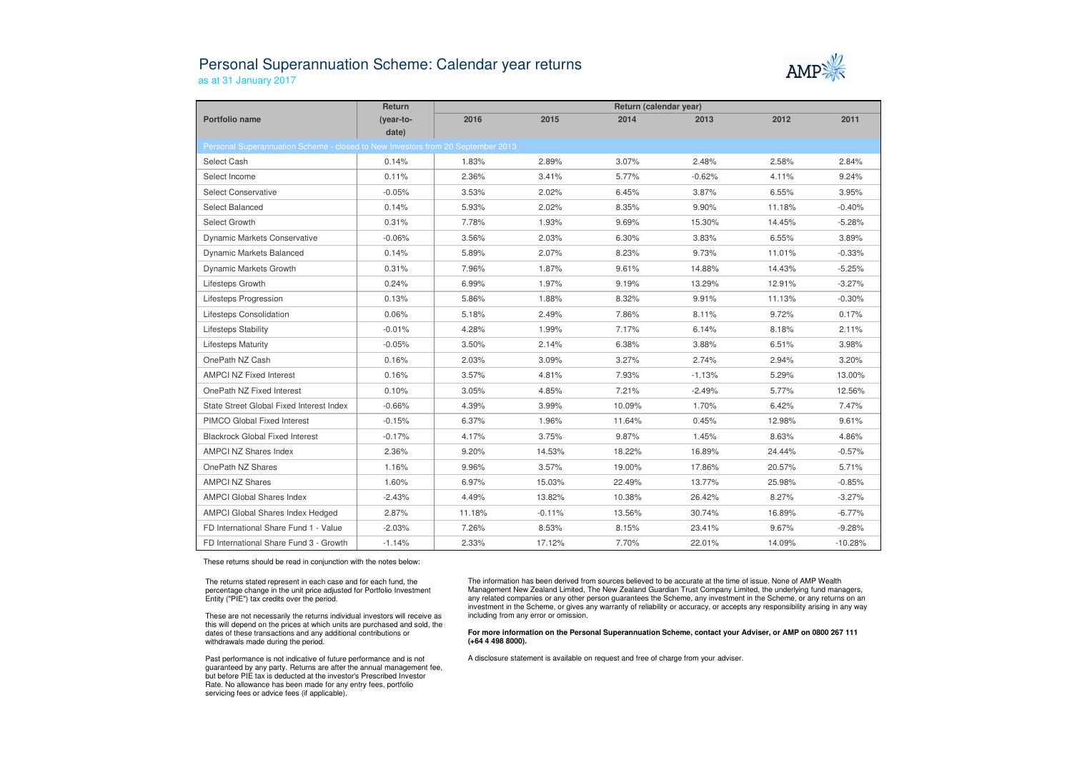# Personal Superannuation Scheme: Calendar year returns

as at 31 January 2017

| Portfolio name | Return (year-to-date) | Return (calendar year) | | | | | |
|---|---|---|---|---|---|---|---|
| | | 2016 | 2015 | 2014 | 2013 | 2012 | 2011 |
| Personal Superannuation Scheme - closed to New Investors from 20 September 2013 | | | | | | | |
| Select Cash | 0.14% | 1.83% | 2.89% | 3.07% | 2.48% | 2.58% | 2.84% |
| Select Income | 0.11% | 2.36% | 3.41% | 5.77% | -0.62% | 4.11% | 9.24% |
| Select Conservative | -0.05% | 3.53% | 2.02% | 6.45% | 3.87% | 6.55% | 3.95% |
| Select Balanced | 0.14% | 5.93% | 2.02% | 8.35% | 9.90% | 11.18% | -0.40% |
| Select Growth | 0.31% | 7.78% | 1.93% | 9.69% | 15.30% | 14.45% | -5.28% |
| Dynamic Markets Conservative | -0.06% | 3.56% | 2.03% | 6.30% | 3.83% | 6.55% | 3.89% |
| Dynamic Markets Balanced | 0.14% | 5.89% | 2.07% | 8.23% | 9.73% | 11.01% | -0.33% |
| Dynamic Markets Growth | 0.31% | 7.96% | 1.87% | 9.61% | 14.88% | 14.43% | -5.25% |
| Lifesteps Growth | 0.24% | 6.99% | 1.97% | 9.19% | 13.29% | 12.91% | -3.27% |
| Lifesteps Progression | 0.13% | 5.86% | 1.88% | 8.32% | 9.91% | 11.13% | -0.30% |
| Lifesteps Consolidation | 0.06% | 5.18% | 2.49% | 7.86% | 8.11% | 9.72% | 0.17% |
| Lifesteps Stability | -0.01% | 4.28% | 1.99% | 7.17% | 6.14% | 8.18% | 2.11% |
| Lifesteps Maturity | -0.05% | 3.50% | 2.14% | 6.38% | 3.88% | 6.51% | 3.98% |
| OnePath NZ Cash | 0.16% | 2.03% | 3.09% | 3.27% | 2.74% | 2.94% | 3.20% |
| AMPCI NZ Fixed Interest | 0.16% | 3.57% | 4.81% | 7.93% | -1.13% | 5.29% | 13.00% |
| OnePath NZ Fixed Interest | 0.10% | 3.05% | 4.85% | 7.21% | -2.49% | 5.77% | 12.56% |
| State Street Global Fixed Interest Index | -0.66% | 4.39% | 3.99% | 10.09% | 1.70% | 6.42% | 7.47% |
| PIMCO Global Fixed Interest | -0.15% | 6.37% | 1.96% | 11.64% | 0.45% | 12.98% | 9.61% |
| Blackrock Global Fixed Interest | -0.17% | 4.17% | 3.75% | 9.87% | 1.45% | 8.63% | 4.86% |
| AMPCI NZ Shares Index | 2.36% | 9.20% | 14.53% | 18.22% | 16.89% | 24.44% | -0.57% |
| OnePath NZ Shares | 1.16% | 9.96% | 3.57% | 19.00% | 17.86% | 20.57% | 5.71% |
| AMPCI NZ Shares | 1.60% | 6.97% | 15.03% | 22.49% | 13.77% | 25.98% | -0.85% |
| AMPCI Global Shares Index | -2.43% | 4.49% | 13.82% | 10.38% | 26.42% | 8.27% | -3.27% |
| AMPCI Global Shares Index Hedged | 2.87% | 11.18% | -0.11% | 13.56% | 30.74% | 16.89% | -6.77% |
| FD International Share Fund 1 - Value | -2.03% | 7.26% | 8.53% | 8.15% | 23.41% | 9.67% | -9.28% |
| FD International Share Fund 3 - Growth | -1.14% | 2.33% | 17.12% | 7.70% | 22.01% | 14.09% | -10.28% |

These returns should be read in conjunction with the notes below:

The returns stated represent in each case and for each fund, the percentage change in the unit price adjusted for Portfolio Investment Entity ("PIE") tax credits over the period.

These are not necessarily the returns individual investors will receive as this will depend on the prices at which units are purchased and sold, the dates of these transactions and any additional contributions or withdrawals made during the period.

Past performance is not indicative of future performance and is not guaranteed by any party. Returns are after the annual management fee, but before PIE tax is deducted at the investor's Prescribed Investor Rate. No allowance has been made for any entry fees, portfolio servicing fees or advice fees (if applicable).

The information has been derived from sources believed to be accurate at the time of issue. None of AMP Wealth Management New Zealand Limited, The New Zealand Guardian Trust Company Limited, the underlying fund managers, any related companies or any other person guarantees the Scheme, any investment in the Scheme, or any returns on an investment in the Scheme, or gives any warranty of reliability or accuracy, or accepts any responsibility arising in any way including from any error or omission.

**For more information on the Personal Superannuation Scheme, contact your Adviser, or AMP on 0800 267 111 (+64 4 498 8000).**

A disclosure statement is available on request and free of charge from your adviser.